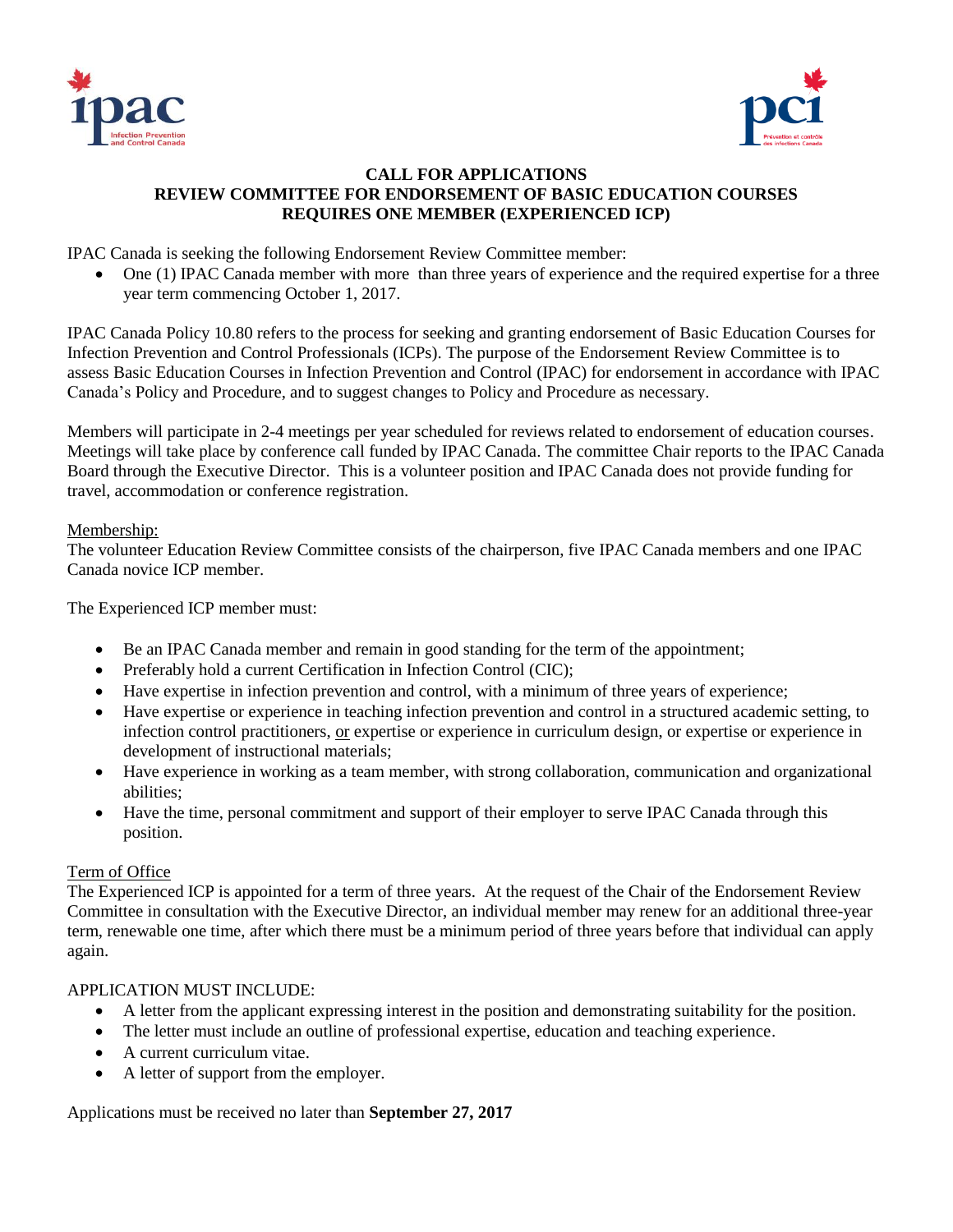**CALL FOR APPLICATIONS**
**REVIEW COMMITTEE FOR ENDORSEMENT OF BASIC EDUCATION COURSES**
**REQUIRES ONE MEMBER (EXPERIENCED ICP)**

IPAC Canada is seeking the following Endorsement Review Committee member:

- One (1) IPAC Canada member with more than three years of experience and the required expertise for a three year term commencing October 1, 2017.

IPAC Canada Policy 10.80 refers to the process for seeking and granting endorsement of Basic Education Courses for Infection Prevention and Control Professionals (ICPs). The purpose of the Endorsement Review Committee is to assess Basic Education Courses in Infection Prevention and Control (IPAC) for endorsement in accordance with IPAC Canada's Policy and Procedure, and to suggest changes to Policy and Procedure as necessary.

Members will participate in 2-4 meetings per year scheduled for reviews related to endorsement of education courses. Meetings will take place by conference call funded by IPAC Canada. The committee Chair reports to the IPAC Canada Board through the Executive Director. This is a volunteer position and IPAC Canada does not provide funding for travel, accommodation or conference registration.

Membership:

The volunteer Education Review Committee consists of the chairperson, five IPAC Canada members and one IPAC Canada novice ICP member.

The Experienced ICP member must:

- Be an IPAC Canada member and remain in good standing for the term of the appointment;
- Preferably hold a current Certification in Infection Control (CIC);
- Have expertise in infection prevention and control, with a minimum of three years of experience;
- Have expertise or experience in teaching infection prevention and control in a structured academic setting, to infection control practitioners, or expertise or experience in curriculum design, or expertise or experience in development of instructional materials;
- Have experience in working as a team member, with strong collaboration, communication and organizational abilities;
- Have the time, personal commitment and support of their employer to serve IPAC Canada through this position.

Term of Office

The Experienced ICP is appointed for a term of three years. At the request of the Chair of the Endorsement Review Committee in consultation with the Executive Director, an individual member may renew for an additional three-year term, renewable one time, after which there must be a minimum period of three years before that individual can apply again.

APPLICATION MUST INCLUDE:

- A letter from the applicant expressing interest in the position and demonstrating suitability for the position.
- The letter must include an outline of professional expertise, education and teaching experience.
- A current curriculum vitae.
- A letter of support from the employer.

Applications must be received no later than **September 27, 2017**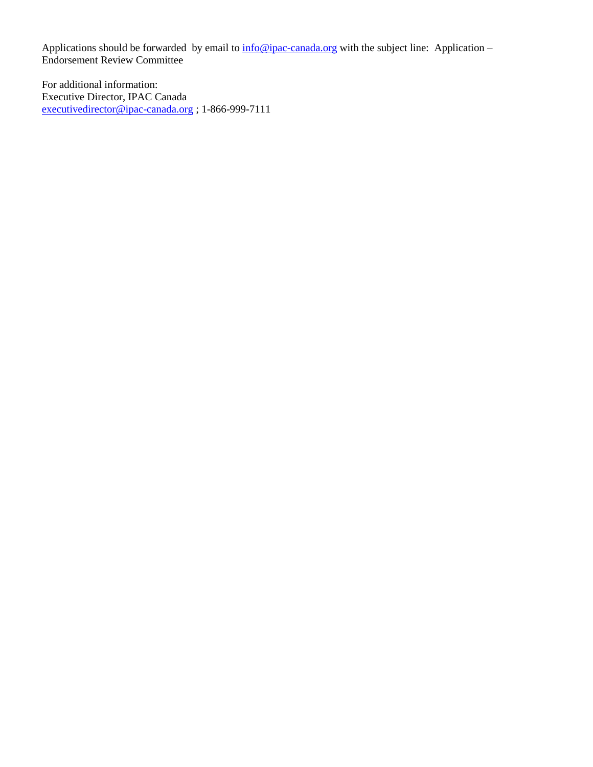Applications should be forwarded by email to info@ipac-canada.org with the subject line: Application – Endorsement Review Committee

For additional information:
Executive Director, IPAC Canada
executivedirector@ipac-canada.org ; 1-866-999-7111